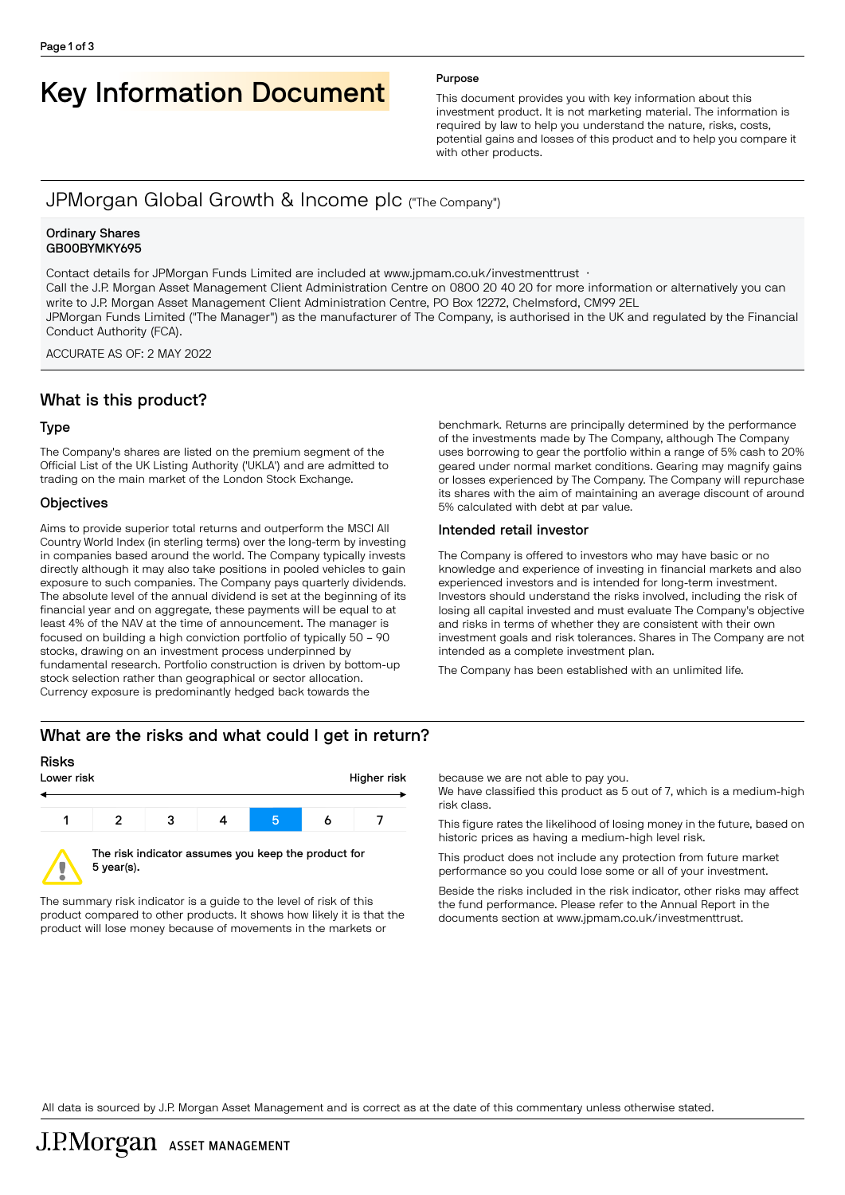# Key Information Document

**Purpose**

This document provides you with key information about this investment product. It is not marketing material. The information is required by law to help you understand the nature, risks, costs, potential gains and losses of this product and to help you compare it with other products.

## JPMorgan Global Growth & Income plc ("The Company")

**Ordinary Shares**
**GB00BYMKY695**

Contact details for JPMorgan Funds Limited are included at www.jpmam.co.uk/investmenttrust ·
Call the J.P. Morgan Asset Management Client Administration Centre on 0800 20 40 20 for more information or alternatively you can write to J.P. Morgan Asset Management Client Administration Centre, PO Box 12272, Chelmsford, CM99 2EL
JPMorgan Funds Limited ("The Manager") as the manufacturer of The Company, is authorised in the UK and regulated by the Financial Conduct Authority (FCA).

ACCURATE AS OF: 2 MAY 2022

## What is this product?

### Type

The Company's shares are listed on the premium segment of the Official List of the UK Listing Authority ('UKLA') and are admitted to trading on the main market of the London Stock Exchange.

### Objectives

Aims to provide superior total returns and outperform the MSCI All Country World Index (in sterling terms) over the long-term by investing in companies based around the world. The Company typically invests directly although it may also take positions in pooled vehicles to gain exposure to such companies. The Company pays quarterly dividends. The absolute level of the annual dividend is set at the beginning of its financial year and on aggregate, these payments will be equal to at least 4% of the NAV at the time of announcement. The manager is focused on building a high conviction portfolio of typically 50 – 90 stocks, drawing on an investment process underpinned by fundamental research. Portfolio construction is driven by bottom-up stock selection rather than geographical or sector allocation. Currency exposure is predominantly hedged back towards the benchmark. Returns are principally determined by the performance of the investments made by The Company, although The Company uses borrowing to gear the portfolio within a range of 5% cash to 20% geared under normal market conditions. Gearing may magnify gains or losses experienced by The Company. The Company will repurchase its shares with the aim of maintaining an average discount of around 5% calculated with debt at par value.

### Intended retail investor

The Company is offered to investors who may have basic or no knowledge and experience of investing in financial markets and also experienced investors and is intended for long-term investment. Investors should understand the risks involved, including the risk of losing all capital invested and must evaluate The Company's objective and risks in terms of whether they are consistent with their own investment goals and risk tolerances. Shares in The Company are not intended as a complete investment plan.

The Company has been established with an unlimited life.

## What are the risks and what could I get in return?

### Risks

Lower risk — Higher risk

| 1 | 2 | 3 | 4 | **5** | 6 | 7 |
|---|---|---|---|---|---|---|

**The risk indicator assumes you keep the product for 5 year(s).**

The summary risk indicator is a guide to the level of risk of this product compared to other products. It shows how likely it is that the product will lose money because of movements in the markets or because we are not able to pay you.
We have classified this product as 5 out of 7, which is a medium-high risk class.

This figure rates the likelihood of losing money in the future, based on historic prices as having a medium-high level risk.

This product does not include any protection from future market performance so you could lose some or all of your investment.

Beside the risks included in the risk indicator, other risks may affect the fund performance. Please refer to the Annual Report in the documents section at www.jpmam.co.uk/investmenttrust.

All data is sourced by J.P. Morgan Asset Management and is correct as at the date of this commentary unless otherwise stated.

J.P.Morgan ASSET MANAGEMENT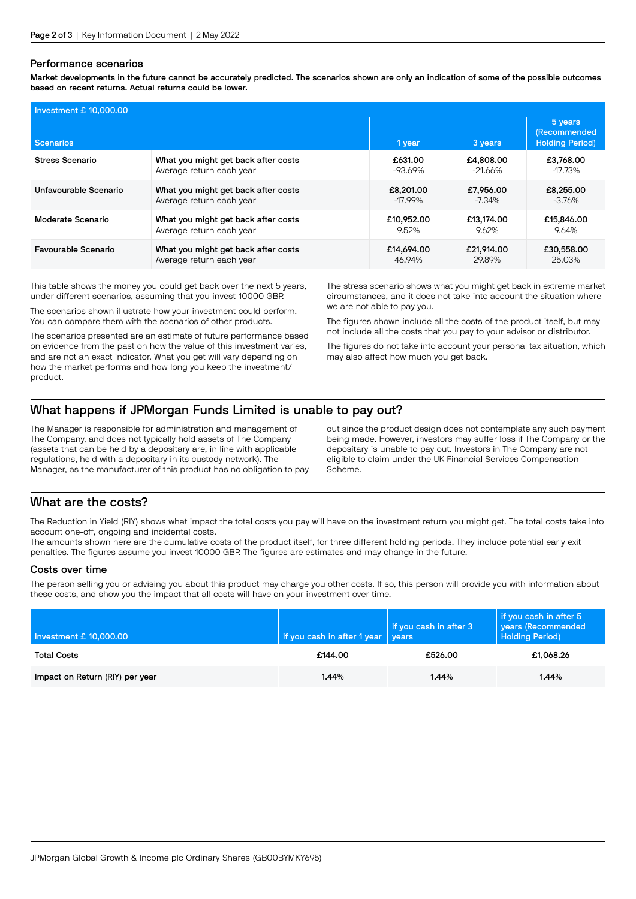## Performance scenarios

**Market developments in the future cannot be accurately predicted. The scenarios shown are only an indication of some of the possible outcomes based on recent returns. Actual returns could be lower.**

| Investment £ 10,000.00 Scenarios | | 1 year | 3 years | 5 years (Recommended Holding Period) |
|---|---|---|---|---|
| Stress Scenario | **What you might get back after costs** | **£631.00** | **£4,808.00** | **£3,768.00** |
| | Average return each year | -93.69% | -21.66% | -17.73% |
| Unfavourable Scenario | **What you might get back after costs** | **£8,201.00** | **£7,956.00** | **£8,255.00** |
| | Average return each year | -17.99% | -7.34% | -3.76% |
| Moderate Scenario | **What you might get back after costs** | **£10,952.00** | **£13,174.00** | **£15,846.00** |
| | Average return each year | 9.52% | 9.62% | 9.64% |
| Favourable Scenario | **What you might get back after costs** | **£14,694.00** | **£21,914.00** | **£30,558.00** |
| | Average return each year | 46.94% | 29.89% | 25.03% |

This table shows the money you could get back over the next 5 years, under different scenarios, assuming that you invest 10000 GBP.

The scenarios shown illustrate how your investment could perform. You can compare them with the scenarios of other products.

The scenarios presented are an estimate of future performance based on evidence from the past on how the value of this investment varies, and are not an exact indicator. What you get will vary depending on how the market performs and how long you keep the investment/product.

The stress scenario shows what you might get back in extreme market circumstances, and it does not take into account the situation where we are not able to pay you.

The figures shown include all the costs of the product itself, but may not include all the costs that you pay to your advisor or distributor.

The figures do not take into account your personal tax situation, which may also affect how much you get back.

## What happens if JPMorgan Funds Limited is unable to pay out?

The Manager is responsible for administration and management of The Company, and does not typically hold assets of The Company (assets that can be held by a depositary are, in line with applicable regulations, held with a depositary in its custody network). The Manager, as the manufacturer of this product has no obligation to pay out since the product design does not contemplate any such payment being made. However, investors may suffer loss if The Company or the depositary is unable to pay out. Investors in The Company are not eligible to claim under the UK Financial Services Compensation Scheme.

## What are the costs?

The Reduction in Yield (RIY) shows what impact the total costs you pay will have on the investment return you might get. The total costs take into account one-off, ongoing and incidental costs.
The amounts shown here are the cumulative costs of the product itself, for three different holding periods. They include potential early exit penalties. The figures assume you invest 10000 GBP. The figures are estimates and may change in the future.

### Costs over time

The person selling you or advising you about this product may charge you other costs. If so, this person will provide you with information about these costs, and show you the impact that all costs will have on your investment over time.

| Investment £ 10,000.00 | if you cash in after 1 year | if you cash in after 3 years | if you cash in after 5 years (Recommended Holding Period) |
|---|---|---|---|
| Total Costs | £144.00 | £526.00 | £1,068.26 |
| Impact on Return (RIY) per year | 1.44% | 1.44% | 1.44% |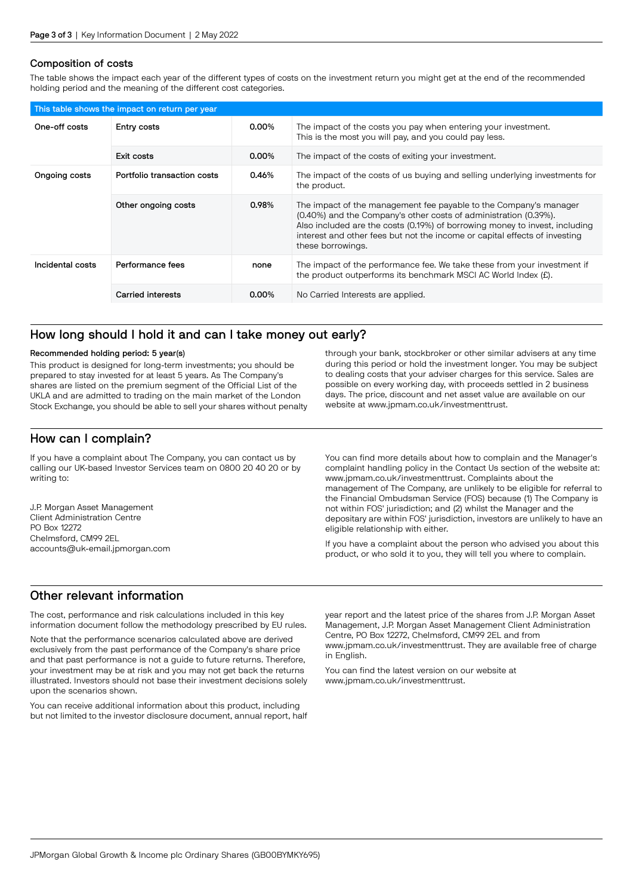## Composition of costs

The table shows the impact each year of the different types of costs on the investment return you might get at the end of the recommended holding period and the meaning of the different cost categories.

| This table shows the impact on return per year | | | |
|---|---|---|---|
| **One-off costs** | **Entry costs** | 0.00% | The impact of the costs you pay when entering your investment. This is the most you will pay, and you could pay less. |
| | **Exit costs** | 0.00% | The impact of the costs of exiting your investment. |
| **Ongoing costs** | **Portfolio transaction costs** | 0.46% | The impact of the costs of us buying and selling underlying investments for the product. |
| | **Other ongoing costs** | 0.98% | The impact of the management fee payable to the Company's manager (0.40%) and the Company's other costs of administration (0.39%). Also included are the costs (0.19%) of borrowing money to invest, including interest and other fees but not the income or capital effects of investing these borrowings. |
| **Incidental costs** | **Performance fees** | none | The impact of the performance fee. We take these from your investment if the product outperforms its benchmark MSCI AC World Index (£). |
| | **Carried interests** | 0.00% | No Carried Interests are applied. |

## How long should I hold it and can I take money out early?

**Recommended holding period: 5 year(s)**

This product is designed for long-term investments; you should be prepared to stay invested for at least 5 years. As The Company's shares are listed on the premium segment of the Official List of the UKLA and are admitted to trading on the main market of the London Stock Exchange, you should be able to sell your shares without penalty through your bank, stockbroker or other similar advisers at any time during this period or hold the investment longer. You may be subject to dealing costs that your adviser charges for this service. Sales are possible on every working day, with proceeds settled in 2 business days. The price, discount and net asset value are available on our website at www.jpmam.co.uk/investmenttrust.

## How can I complain?

If you have a complaint about The Company, you can contact us by calling our UK-based Investor Services team on 0800 20 40 20 or by writing to:

J.P. Morgan Asset Management
Client Administration Centre
PO Box 12272
Chelmsford, CM99 2EL
accounts@uk-email.jpmorgan.com

You can find more details about how to complain and the Manager's complaint handling policy in the Contact Us section of the website at: www.jpmam.co.uk/investmenttrust. Complaints about the management of The Company, are unlikely to be eligible for referral to the Financial Ombudsman Service (FOS) because (1) The Company is not within FOS' jurisdiction; and (2) whilst the Manager and the depositary are within FOS' jurisdiction, investors are unlikely to have an eligible relationship with either.

If you have a complaint about the person who advised you about this product, or who sold it to you, they will tell you where to complain.

## Other relevant information

The cost, performance and risk calculations included in this key information document follow the methodology prescribed by EU rules.

Note that the performance scenarios calculated above are derived exclusively from the past performance of the Company's share price and that past performance is not a guide to future returns. Therefore, your investment may be at risk and you may not get back the returns illustrated. Investors should not base their investment decisions solely upon the scenarios shown.

You can receive additional information about this product, including but not limited to the investor disclosure document, annual report, half year report and the latest price of the shares from J.P. Morgan Asset Management, J.P. Morgan Asset Management Client Administration Centre, PO Box 12272, Chelmsford, CM99 2EL and from www.jpmam.co.uk/investmenttrust. They are available free of charge in English.

You can find the latest version on our website at www.jpmam.co.uk/investmenttrust.

JPMorgan Global Growth & Income plc Ordinary Shares (GB00BYMKY695)